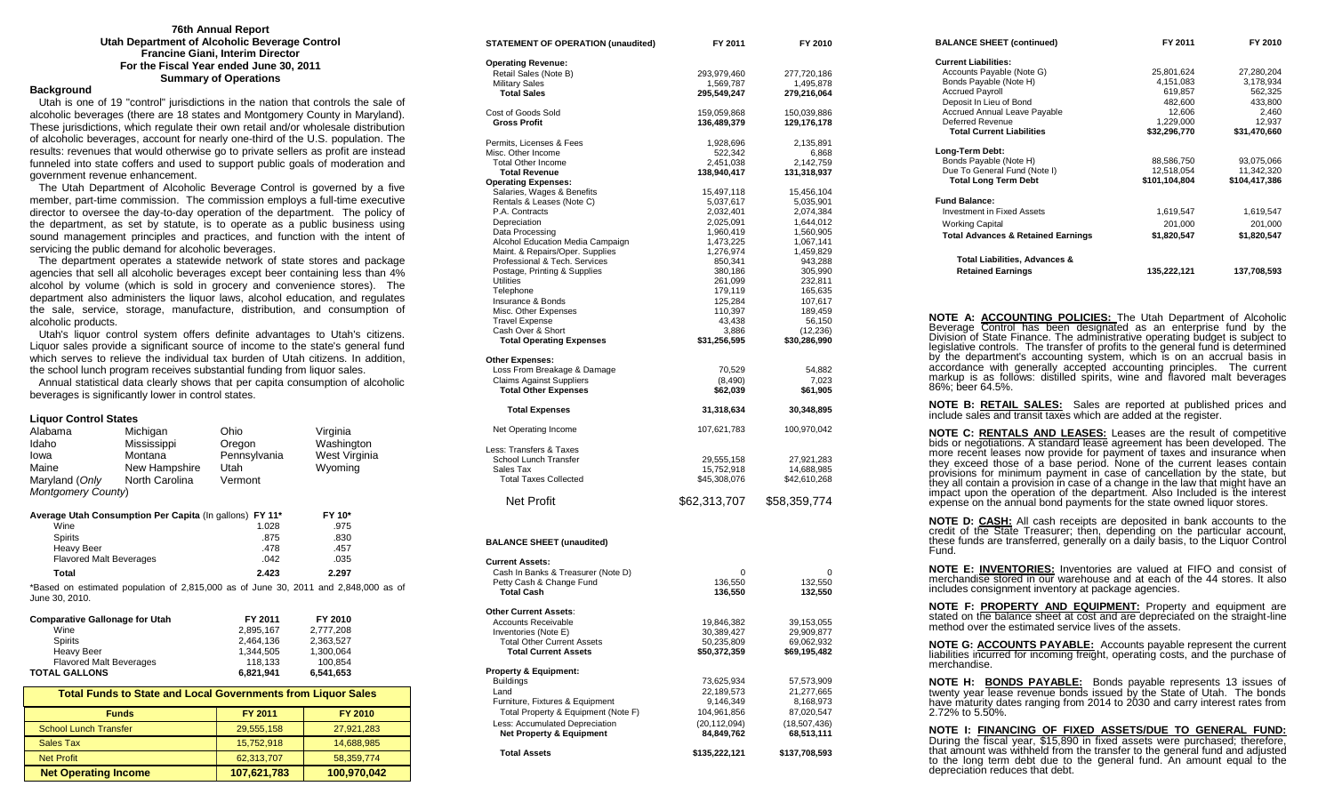# 76th Annual Report
## Utah Department of Alcoholic Beverage Control
**Francine Giani, Interim Director**
**For the Fiscal Year ended June 30, 2011**
**Summary of Operations**

### Background

Utah is one of 19 "control" jurisdictions in the nation that controls the sale of alcoholic beverages (there are 18 states and Montgomery County in Maryland). These jurisdictions, which regulate their own retail and/or wholesale distribution of alcoholic beverages, account for nearly one-third of the U.S. population. The results: revenues that would otherwise go to private sellers as profit are instead funneled into state coffers and used to support public goals of moderation and government revenue enhancement.

The Utah Department of Alcoholic Beverage Control is governed by a five member, part-time commission. The commission employs a full-time executive director to oversee the day-to-day operation of the department. The policy of the department, as set by statute, is to operate as a public business using sound management principles and practices, and function with the intent of servicing the public demand for alcoholic beverages.

The department operates a statewide network of state stores and package agencies that sell all alcoholic beverages except beer containing less than 4% alcohol by volume (which is sold in grocery and convenience stores). The department also administers the liquor laws, alcohol education, and regulates the sale, service, storage, manufacture, distribution, and consumption of alcoholic products.

Utah's liquor control system offers definite advantages to Utah's citizens. Liquor sales provide a significant source of income to the state's general fund which serves to relieve the individual tax burden of Utah citizens. In addition, the school lunch program receives substantial funding from liquor sales.

Annual statistical data clearly shows that per capita consumption of alcoholic beverages is significantly lower in control states.

### Liquor Control States

| | | | |
|---|---|---|---|
| Alabama | Michigan | Ohio | Virginia |
| Idaho | Mississippi | Oregon | Washington |
| Iowa | Montana | Pennsylvania | West Virginia |
| Maine | New Hampshire | Utah | Wyoming |
| Maryland (*Only Montgomery County*) | North Carolina | Vermont | |

| Average Utah Consumption Per Capita (In gallons) | FY 11* | FY 10* |
|---|---|---|
| Wine | 1.028 | .975 |
| Spirits | .875 | .830 |
| Heavy Beer | .478 | .457 |
| Flavored Malt Beverages | .042 | .035 |
| **Total** | **2.423** | **2.297** |

*Based on estimated population of 2,815,000 as of June 30, 2011 and 2,848,000 as of June 30, 2010.

| Comparative Gallonage for Utah | FY 2011 | FY 2010 |
|---|---|---|
| Wine | 2,895,167 | 2,777,208 |
| Spirits | 2,464,136 | 2,363,527 |
| Heavy Beer | 1,344,505 | 1,300,064 |
| Flavored Malt Beverages | 118,133 | 100,854 |
| **TOTAL GALLONS** | **6,821,941** | **6,541,653** |

**Total Funds to State and Local Governments from Liquor Sales**

| Funds | FY 2011 | FY 2010 |
|---|---|---|
| School Lunch Transfer | 29,555,158 | 27,921,283 |
| Sales Tax | 15,752,918 | 14,688,985 |
| Net Profit | 62,313,707 | 58,359,774 |
| **Net Operating Income** | **107,621,783** | **100,970,042** |

| STATEMENT OF OPERATION (unaudited) | FY 2011 | FY 2010 |
|---|---|---|
| **Operating Revenue:** | | |
| Retail Sales (Note B) | 293,979,460 | 277,720,186 |
| Military Sales | 1,569,787 | 1,495,878 |
| **Total Sales** | **295,549,247** | **279,216,064** |
| Cost of Goods Sold | 159,059,868 | 150,039,886 |
| **Gross Profit** | **136,489,379** | **129,176,178** |
| Permits, Licenses & Fees | 1,928,696 | 2,135,891 |
| Misc. Other Income | 522,342 | 6,868 |
| Total Other Income | 2,451,038 | 2,142,759 |
| **Total Revenue** | **138,940,417** | **131,318,937** |
| **Operating Expenses:** | | |
| Salaries, Wages & Benefits | 15,497,118 | 15,456,104 |
| Rentals & Leases (Note C) | 5,037,617 | 5,035,901 |
| P.A. Contracts | 2,032,401 | 2,074,384 |
| Depreciation | 2,025,091 | 1,644,012 |
| Data Processing | 1,960,419 | 1,560,905 |
| Alcohol Education Media Campaign | 1,473,225 | 1,067,141 |
| Maint. & Repairs/Oper. Supplies | 1,276,974 | 1,459,829 |
| Professional & Tech. Services | 850,341 | 943,288 |
| Postage, Printing & Supplies | 380,186 | 305,990 |
| Utilities | 261,099 | 232,811 |
| Telephone | 179,119 | 165,635 |
| Insurance & Bonds | 125,284 | 107,617 |
| Misc. Other Expenses | 110,397 | 189,459 |
| Travel Expense | 43,438 | 56,150 |
| Cash Over & Short | 3,886 | (12,236) |
| **Total Operating Expenses** | **$31,256,595** | **$30,286,990** |
| **Other Expenses:** | | |
| Loss From Breakage & Damage | 70,529 | 54,882 |
| Claims Against Suppliers | (8,490) | 7,023 |
| **Total Other Expenses** | **$62,039** | **$61,905** |
| **Total Expenses** | **31,318,634** | **30,348,895** |
| Net Operating Income | 107,621,783 | 100,970,042 |
| Less: Transfers & Taxes | | |
| School Lunch Transfer | 29,555,158 | 27,921,283 |
| Sales Tax | 15,752,918 | 14,688,985 |
| Total Taxes Collected | $45,308,076 | $42,610,268 |
| Net Profit | $62,313,707 | $58,359,774 |

| BALANCE SHEET (unaudited) | FY 2011 | FY 2010 |
|---|---|---|
| **Current Assets:** | | |
| Cash In Banks & Treasurer (Note D) | 0 | 0 |
| Petty Cash & Change Fund | 136,550 | 132,550 |
| **Total Cash** | **136,550** | **132,550** |
| **Other Current Assets:** | | |
| Accounts Receivable | 19,846,382 | 39,153,055 |
| Inventories (Note E) | 30,389,427 | 29,909,877 |
| Total Other Current Assets | 50,235,809 | 69,062,932 |
| **Total Current Assets** | **$50,372,359** | **$69,195,482** |
| **Property & Equipment:** | | |
| Buildings | 73,625,934 | 57,573,909 |
| Land | 22,189,573 | 21,277,665 |
| Furniture, Fixtures & Equipment | 9,146,349 | 8,168,973 |
| Total Property & Equipment (Note F) | 104,961,856 | 87,020,547 |
| Less: Accumulated Depreciation | (20,112,094) | (18,507,436) |
| **Net Property & Equipment** | **84,849,762** | **68,513,111** |
| **Total Assets** | **$135,222,121** | **$137,708,593** |

| BALANCE SHEET (continued) | FY 2011 | FY 2010 |
|---|---|---|
| **Current Liabilities:** | | |
| Accounts Payable (Note G) | 25,801,624 | 27,280,204 |
| Bonds Payable (Note H) | 4,151,083 | 3,178,934 |
| Accrued Payroll | 619,857 | 562,325 |
| Deposit In Lieu of Bond | 482,600 | 433,800 |
| Accrued Annual Leave Payable | 12,606 | 2,460 |
| Deferred Revenue | 1,229,000 | 12,937 |
| **Total Current Liabilities** | **$32,296,770** | **$31,470,660** |
| **Long-Term Debt:** | | |
| Bonds Payable (Note H) | 88,586,750 | 93,075,066 |
| Due To General Fund (Note I) | 12,518,054 | 11,342,320 |
| **Total Long Term Debt** | **$101,104,804** | **$104,417,386** |
| **Fund Balance:** | | |
| Investment in Fixed Assets | 1,619,547 | 1,619,547 |
| Working Capital | 201,000 | 201,000 |
| **Total Advances & Retained Earnings** | **$1,820,547** | **$1,820,547** |
| **Total Liabilities, Advances & Retained Earnings** | **135,222,121** | **137,708,593** |

**NOTE A: ACCOUNTING POLICIES:** The Utah Department of Alcoholic Beverage Control has been designated as an enterprise fund by the Division of State Finance. The administrative operating budget is subject to legislative controls. The transfer of profits to the general fund is determined by the department's accounting system, which is on an accrual basis in accordance with generally accepted accounting principles. The current markup is as follows: distilled spirits, wine and flavored malt beverages 86%; beer 64.5%.

**NOTE B: RETAIL SALES:** Sales are reported at published prices and include sales and transit taxes which are added at the register.

**NOTE C: RENTALS AND LEASES:** Leases are the result of competitive bids or negotiations. A standard lease agreement has been developed. The more recent leases now provide for payment of taxes and insurance when they exceed those of a base period. None of the current leases contain provisions for minimum payment in case of cancellation by the state, but they all contain a provision in case of a change in the law that might have an impact upon the operation of the department. Also Included is the interest expense on the annual bond payments for the state owned liquor stores.

**NOTE D: CASH:** All cash receipts are deposited in bank accounts to the credit of the State Treasurer; then, depending on the particular account, these funds are transferred, generally on a daily basis, to the Liquor Control Fund.

**NOTE E: INVENTORIES:** Inventories are valued at FIFO and consist of merchandise stored in our warehouse and at each of the 44 stores. It also includes consignment inventory at package agencies.

**NOTE F: PROPERTY AND EQUIPMENT:** Property and equipment are stated on the balance sheet at cost and are depreciated on the straight-line method over the estimated service lives of the assets.

**NOTE G: ACCOUNTS PAYABLE:** Accounts payable represent the current liabilities incurred for incoming freight, operating costs, and the purchase of merchandise.

**NOTE H: BONDS PAYABLE:** Bonds payable represents 13 issues of twenty year lease revenue bonds issued by the State of Utah. The bonds have maturity dates ranging from 2014 to 2030 and carry interest rates from 2.72% to 5.50%.

**NOTE I: FINANCING OF FIXED ASSETS/DUE TO GENERAL FUND:** During the fiscal year, $15,890 in fixed assets were purchased; therefore, that amount was withheld from the transfer to the general fund and adjusted to the long term debt due to the general fund. An amount equal to the depreciation reduces that debt.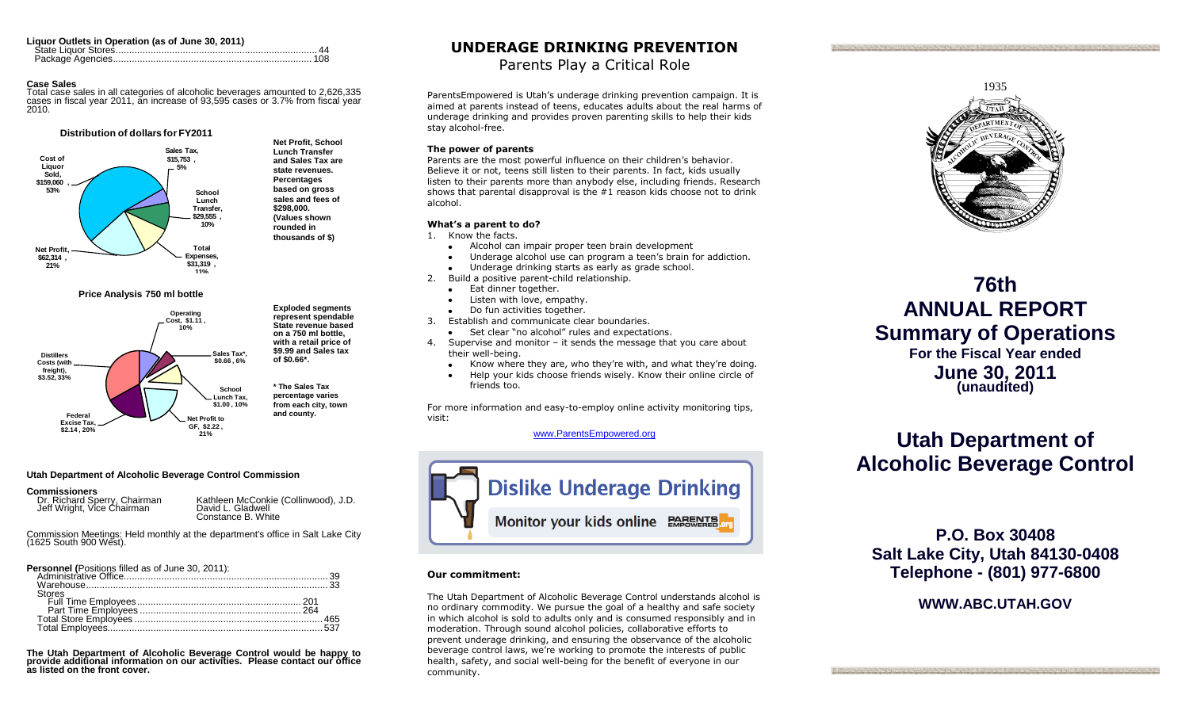**Liquor Outlets in Operation (as of June 30, 2011)**

State Liquor Stores........................................................................ 44
Package Agencies......................................................................... 108

**Case Sales**

Total case sales in all categories of alcoholic beverages amounted to 2,626,335 cases in fiscal year 2011, an increase of 93,595 cases or 3.7% from fiscal year 2010.

**Distribution of dollars for FY2011**

Cost of Liquor Sold, $159,060 , 53%
Sales Tax, $15,753 , 5%
School Lunch Transfer, $29,555 , 10%
Total Expenses, $31,319 , 11%
Net Profit, $62,314 , 21%

**Net Profit, School Lunch Transfer and Sales Tax are state revenues. Percentages based on gross sales and fees of $298,000. (Values shown rounded in thousands of $)**

**Price Analysis 750 ml bottle**

Operating Cost, $1.11 , 10%
Sales Tax*, $0.66 , 6%
School Lunch Tax, $1.00 , 10%
Net Profit to GF, $2.22 , 21%
Federal Excise Tax, $2.14 , 20%
Distillers Costs (with freight), $3.52, 33%

**Exploded segments represent spendable State revenue based on a 750 ml bottle, with a retail price of $9.99 and Sales tax of $0.66*.**

**\* The Sales Tax percentage varies from each city, town and county.**

**Utah Department of Alcoholic Beverage Control Commission**

**Commissioners**

Dr. Richard Sperry, Chairman
Jeff Wright, Vice Chairman
Kathleen McConkie (Collinwood), J.D.
David L. Gladwell
Constance B. White

Commission Meetings: Held monthly at the department's office in Salt Lake City (1625 South 900 West).

**Personnel (**Positions filled as of June 30, 2011):

Administrative Office........................................................................ 39
Warehouse........................................................................................ 33
Stores
  Full Time Employees.............................................................. 201
  Part Time Employees .............................................................. 264
Total Store Employees ..................................................................... 465
Total Employees............................................................................... 537

**The Utah Department of Alcoholic Beverage Control would be happy to provide additional information on our activities. Please contact our office as listed on the front cover.**

## UNDERAGE DRINKING PREVENTION

Parents Play a Critical Role

ParentsEmpowered is Utah's underage drinking prevention campaign. It is aimed at parents instead of teens, educates adults about the real harms of underage drinking and provides proven parenting skills to help their kids stay alcohol-free.

**The power of parents**

Parents are the most powerful influence on their children's behavior. Believe it or not, teens still listen to their parents. In fact, kids usually listen to their parents more than anybody else, including friends. Research shows that parental disapproval is the #1 reason kids choose not to drink alcohol.

**What's a parent to do?**

1. Know the facts.
   - Alcohol can impair proper teen brain development
   - Underage alcohol use can program a teen's brain for addiction.
   - Underage drinking starts as early as grade school.
2. Build a positive parent-child relationship.
   - Eat dinner together.
   - Listen with love, empathy.
   - Do fun activities together.
3. Establish and communicate clear boundaries.
   - Set clear "no alcohol" rules and expectations.
4. Supervise and monitor – it sends the message that you care about their well-being.
   - Know where they are, who they're with, and what they're doing.
   - Help your kids choose friends wisely. Know their online circle of friends too.

For more information and easy-to-employ online activity monitoring tips, visit:

www.ParentsEmpowered.org

Dislike Underage Drinking
Monitor your kids online PARENTS EMPOWERED.org

**Our commitment:**

The Utah Department of Alcoholic Beverage Control understands alcohol is no ordinary commodity. We pursue the goal of a healthy and safe society in which alcohol is sold to adults only and is consumed responsibly and in moderation. Through sound alcohol policies, collaborative efforts to prevent underage drinking, and ensuring the observance of the alcoholic beverage control laws, we're working to promote the interests of public health, safety, and social well-being for the benefit of everyone in our community.

1935 UTAH DEPARTMENT OF ALCOHOLIC BEVERAGE CONTROL

# 76th ANNUAL REPORT Summary of Operations

**For the Fiscal Year ended**

**June 30, 2011**
**(unaudited)**

# Utah Department of Alcoholic Beverage Control

**P.O. Box 30408**
**Salt Lake City, Utah 84130-0408**
**Telephone - (801) 977-6800**

**WWW.ABC.UTAH.GOV**